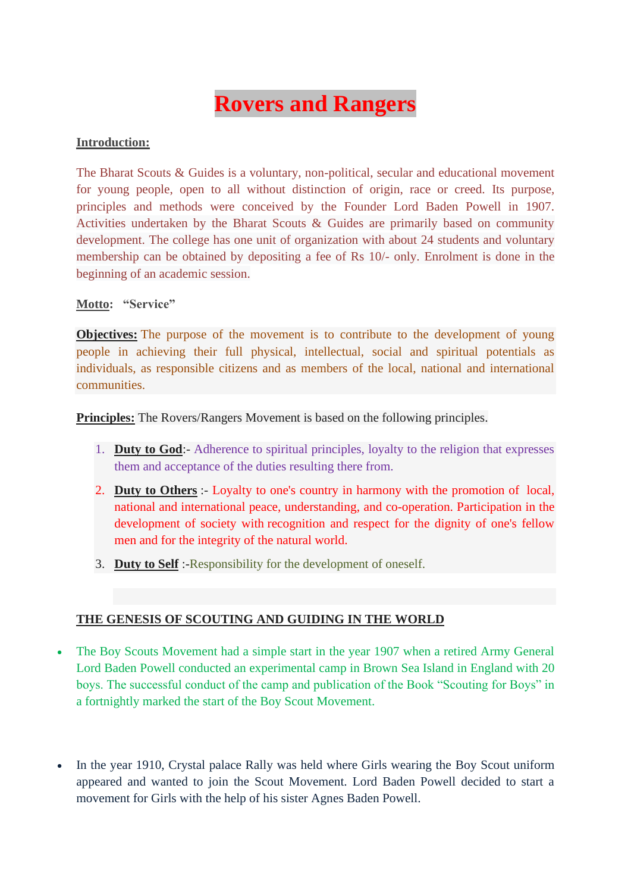# Rovers and Rangers

**Introduction:**

The Bharat Scouts & Guides is a voluntary, non-political, secular and educational movement for young people, open to all without distinction of origin, race or creed. Its purpose, principles and methods were conceived by the Founder Lord Baden Powell in 1907. Activities undertaken by the Bharat Scouts & Guides are primarily based on community development. The college has one unit of organization with about 24 students and voluntary membership can be obtained by depositing a fee of Rs 10/- only. Enrolment is done in the beginning of an academic session.

**Motto**: **"Service"**

**Objectives:** The purpose of the movement is to contribute to the development of young people in achieving their full physical, intellectual, social and spiritual potentials as individuals, as responsible citizens and as members of the local, national and international communities.

**Principles:** The Rovers/Rangers Movement is based on the following principles.

1. **Duty to God**:- Adherence to spiritual principles, loyalty to the religion that expresses them and acceptance of the duties resulting there from.
2. **Duty to Others** :- Loyalty to one's country in harmony with the promotion of local, national and international peace, understanding, and co-operation. Participation in the development of society with recognition and respect for the dignity of one's fellow men and for the integrity of the natural world.
3. **Duty to Self** :-Responsibility for the development of oneself.

**THE GENESIS OF SCOUTING AND GUIDING IN THE WORLD**

- The Boy Scouts Movement had a simple start in the year 1907 when a retired Army General Lord Baden Powell conducted an experimental camp in Brown Sea Island in England with 20 boys. The successful conduct of the camp and publication of the Book "Scouting for Boys" in a fortnightly marked the start of the Boy Scout Movement.

- In the year 1910, Crystal palace Rally was held where Girls wearing the Boy Scout uniform appeared and wanted to join the Scout Movement. Lord Baden Powell decided to start a movement for Girls with the help of his sister Agnes Baden Powell.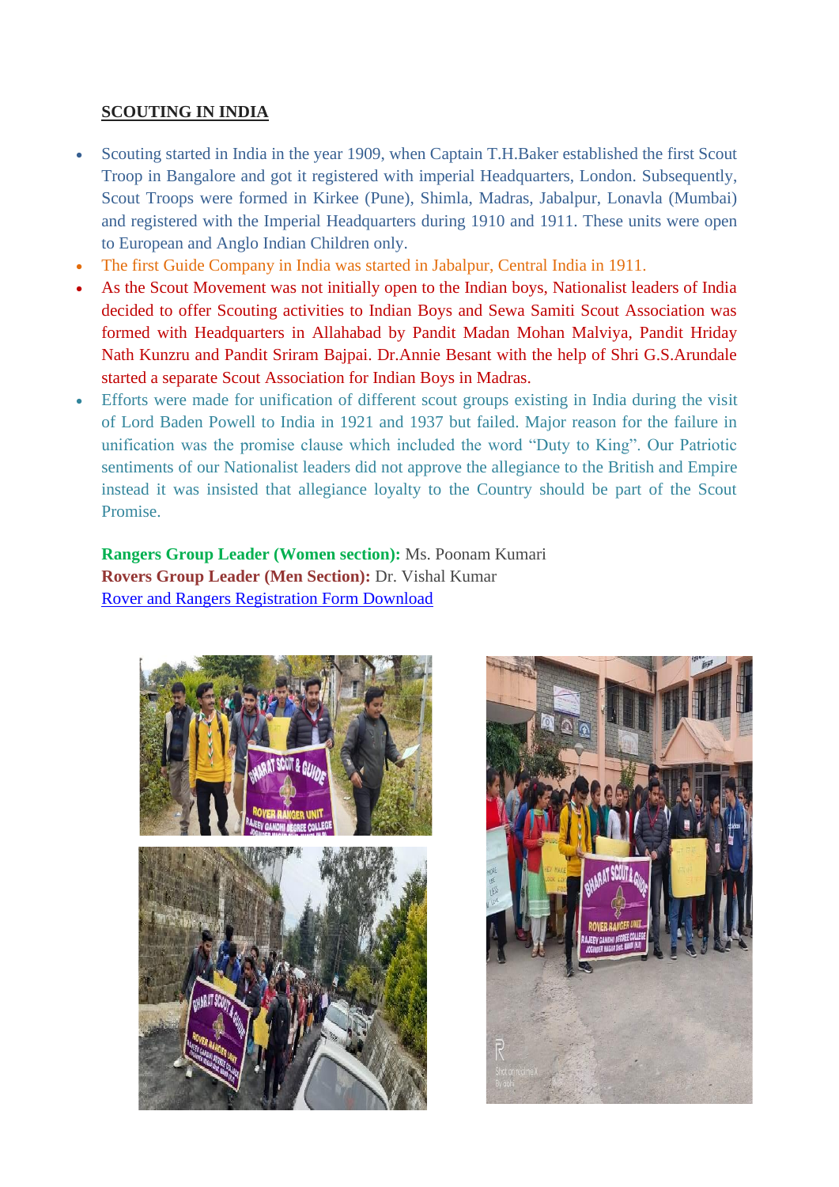## SCOUTING IN INDIA

- Scouting started in India in the year 1909, when Captain T.H.Baker established the first Scout Troop in Bangalore and got it registered with imperial Headquarters, London. Subsequently, Scout Troops were formed in Kirkee (Pune), Shimla, Madras, Jabalpur, Lonavla (Mumbai) and registered with the Imperial Headquarters during 1910 and 1911. These units were open to European and Anglo Indian Children only.
- The first Guide Company in India was started in Jabalpur, Central India in 1911.
- As the Scout Movement was not initially open to the Indian boys, Nationalist leaders of India decided to offer Scouting activities to Indian Boys and Sewa Samiti Scout Association was formed with Headquarters in Allahabad by Pandit Madan Mohan Malviya, Pandit Hriday Nath Kunzru and Pandit Sriram Bajpai. Dr.Annie Besant with the help of Shri G.S.Arundale started a separate Scout Association for Indian Boys in Madras.
- Efforts were made for unification of different scout groups existing in India during the visit of Lord Baden Powell to India in 1921 and 1937 but failed. Major reason for the failure in unification was the promise clause which included the word "Duty to King". Our Patriotic sentiments of our Nationalist leaders did not approve the allegiance to the British and Empire instead it was insisted that allegiance loyalty to the Country should be part of the Scout Promise.

**Rangers Group Leader (Women section):** Ms. Poonam Kumari
**Rovers Group Leader (Men Section):** Dr. Vishal Kumar
[Rover and Rangers Registration Form Download]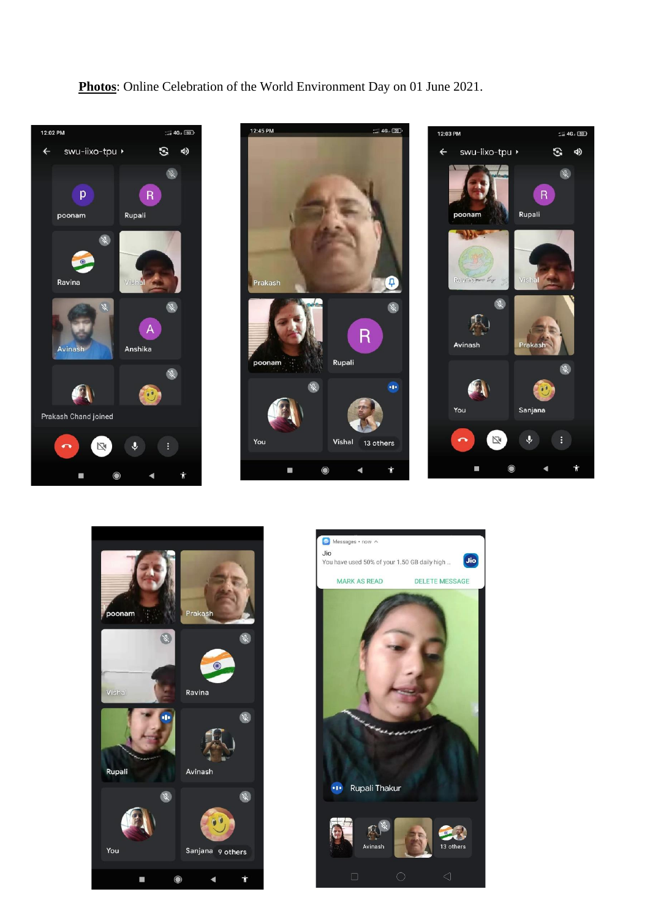**Photos**: Online Celebration of the World Environment Day on 01 June 2021.